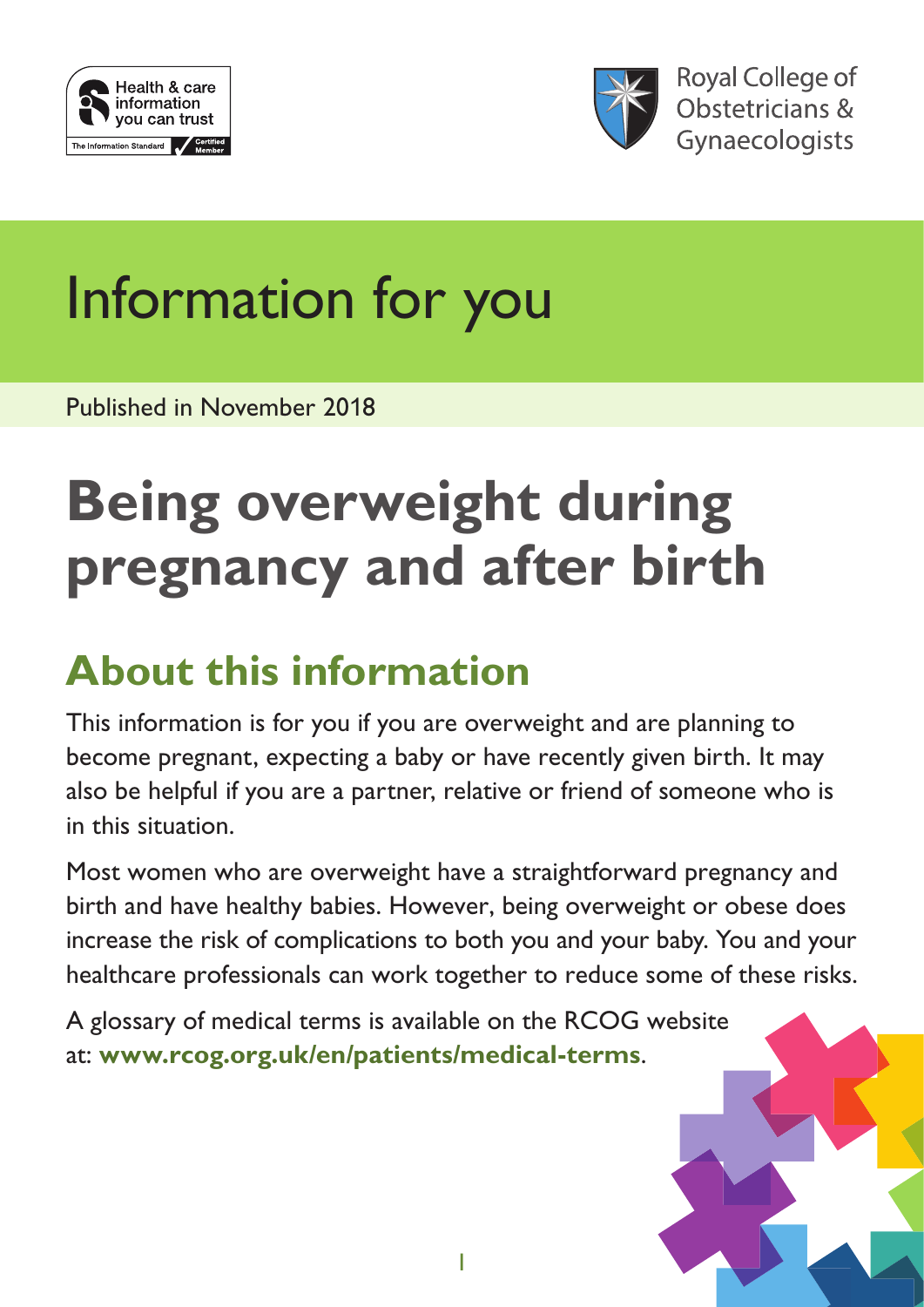Health & care information you can trust

The Information Standard Certified Member

Royal College of Obstetricians & Gynaecologists

# Information for you

Published in November 2018

# Being overweight during pregnancy and after birth

## About this information

This information is for you if you are overweight and are planning to become pregnant, expecting a baby or have recently given birth. It may also be helpful if you are a partner, relative or friend of someone who is in this situation.

Most women who are overweight have a straightforward pregnancy and birth and have healthy babies. However, being overweight or obese does increase the risk of complications to both you and your baby. You and your healthcare professionals can work together to reduce some of these risks.

A glossary of medical terms is available on the RCOG website at: **www.rcog.org.uk/en/patients/medical-terms**.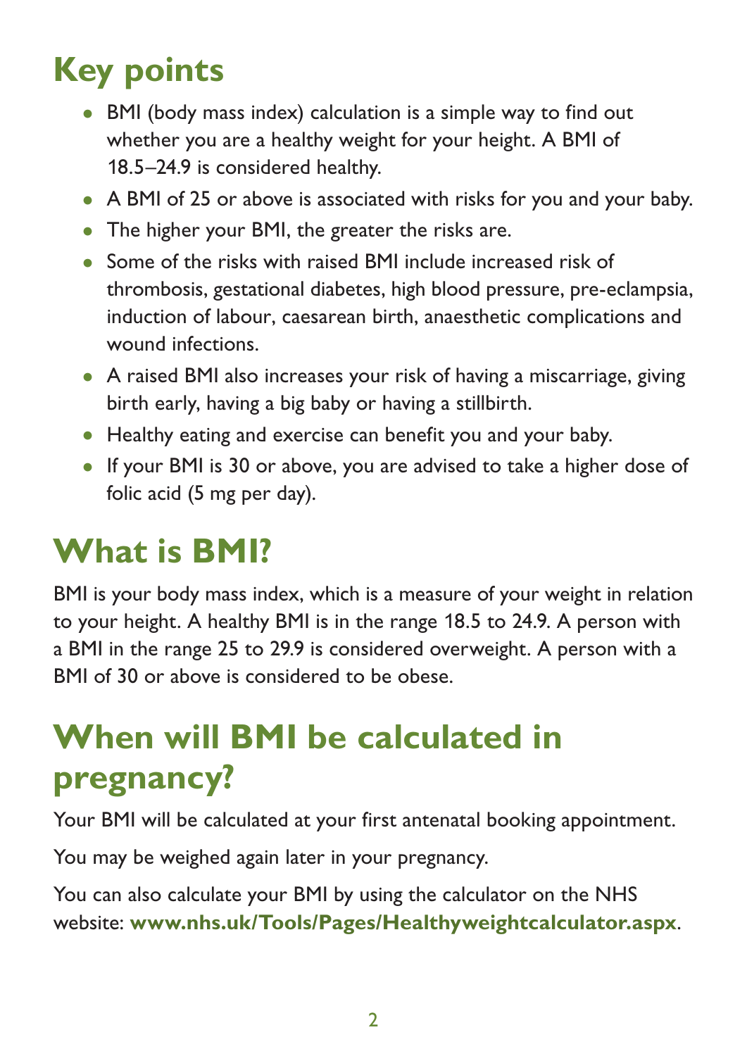## Key points

- BMI (body mass index) calculation is a simple way to find out whether you are a healthy weight for your height. A BMI of 18.5–24.9 is considered healthy.
- A BMI of 25 or above is associated with risks for you and your baby.
- The higher your BMI, the greater the risks are.
- Some of the risks with raised BMI include increased risk of thrombosis, gestational diabetes, high blood pressure, pre-eclampsia, induction of labour, caesarean birth, anaesthetic complications and wound infections.
- A raised BMI also increases your risk of having a miscarriage, giving birth early, having a big baby or having a stillbirth.
- Healthy eating and exercise can benefit you and your baby.
- If your BMI is 30 or above, you are advised to take a higher dose of folic acid (5 mg per day).

## What is BMI?

BMI is your body mass index, which is a measure of your weight in relation to your height. A healthy BMI is in the range 18.5 to 24.9. A person with a BMI in the range 25 to 29.9 is considered overweight. A person with a BMI of 30 or above is considered to be obese.

## When will BMI be calculated in pregnancy?

Your BMI will be calculated at your first antenatal booking appointment.

You may be weighed again later in your pregnancy.

You can also calculate your BMI by using the calculator on the NHS website: **www.nhs.uk/Tools/Pages/Healthyweightcalculator.aspx**.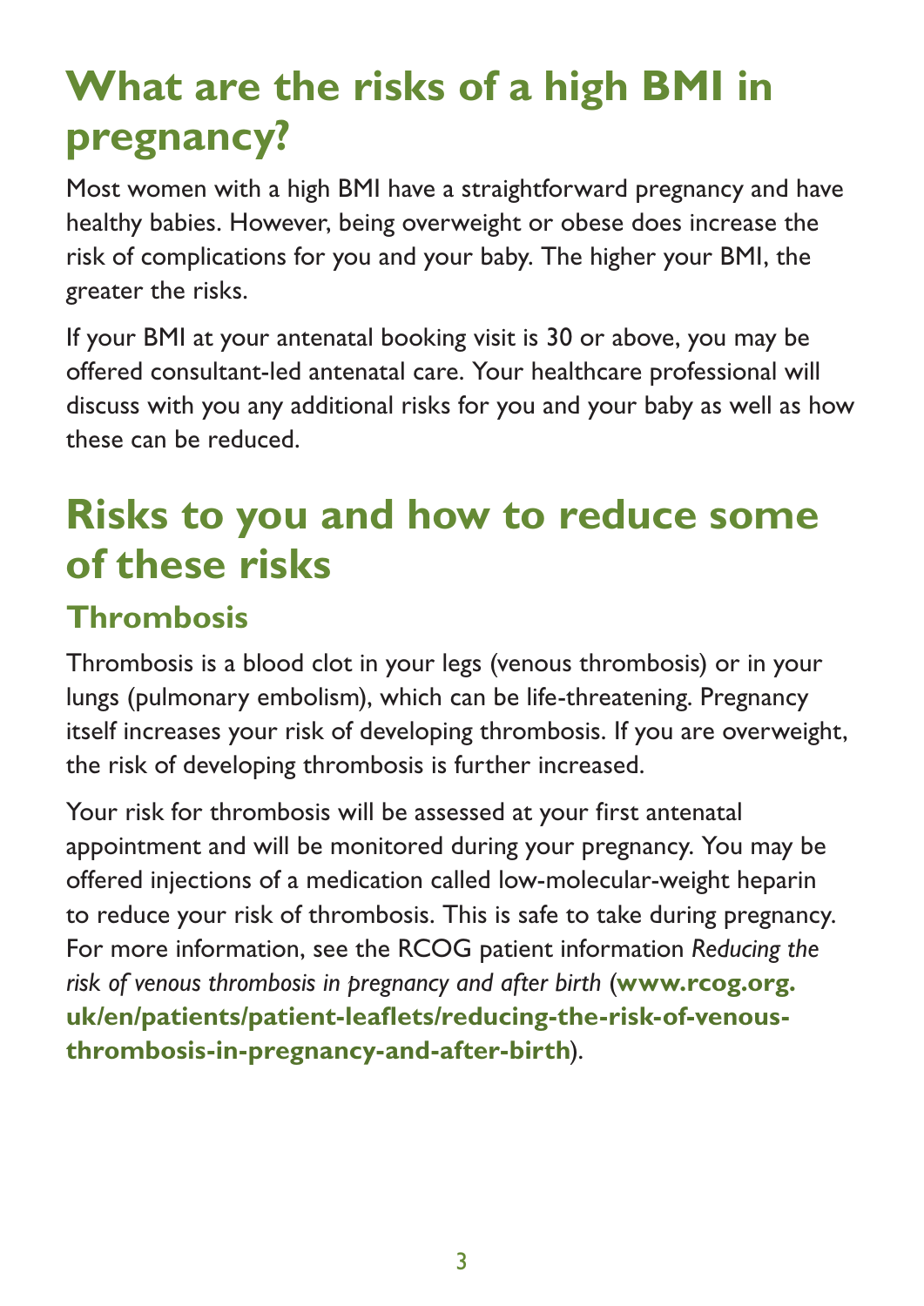# What are the risks of a high BMI in pregnancy?

Most women with a high BMI have a straightforward pregnancy and have healthy babies. However, being overweight or obese does increase the risk of complications for you and your baby. The higher your BMI, the greater the risks.

If your BMI at your antenatal booking visit is 30 or above, you may be offered consultant-led antenatal care. Your healthcare professional will discuss with you any additional risks for you and your baby as well as how these can be reduced.

# Risks to you and how to reduce some of these risks

## Thrombosis

Thrombosis is a blood clot in your legs (venous thrombosis) or in your lungs (pulmonary embolism), which can be life-threatening. Pregnancy itself increases your risk of developing thrombosis. If you are overweight, the risk of developing thrombosis is further increased.

Your risk for thrombosis will be assessed at your first antenatal appointment and will be monitored during your pregnancy. You may be offered injections of a medication called low-molecular-weight heparin to reduce your risk of thrombosis. This is safe to take during pregnancy. For more information, see the RCOG patient information *Reducing the risk of venous thrombosis in pregnancy and after birth* (**www.rcog.org.uk/en/patients/patient-leaflets/reducing-the-risk-of-venous-thrombosis-in-pregnancy-and-after-birth**).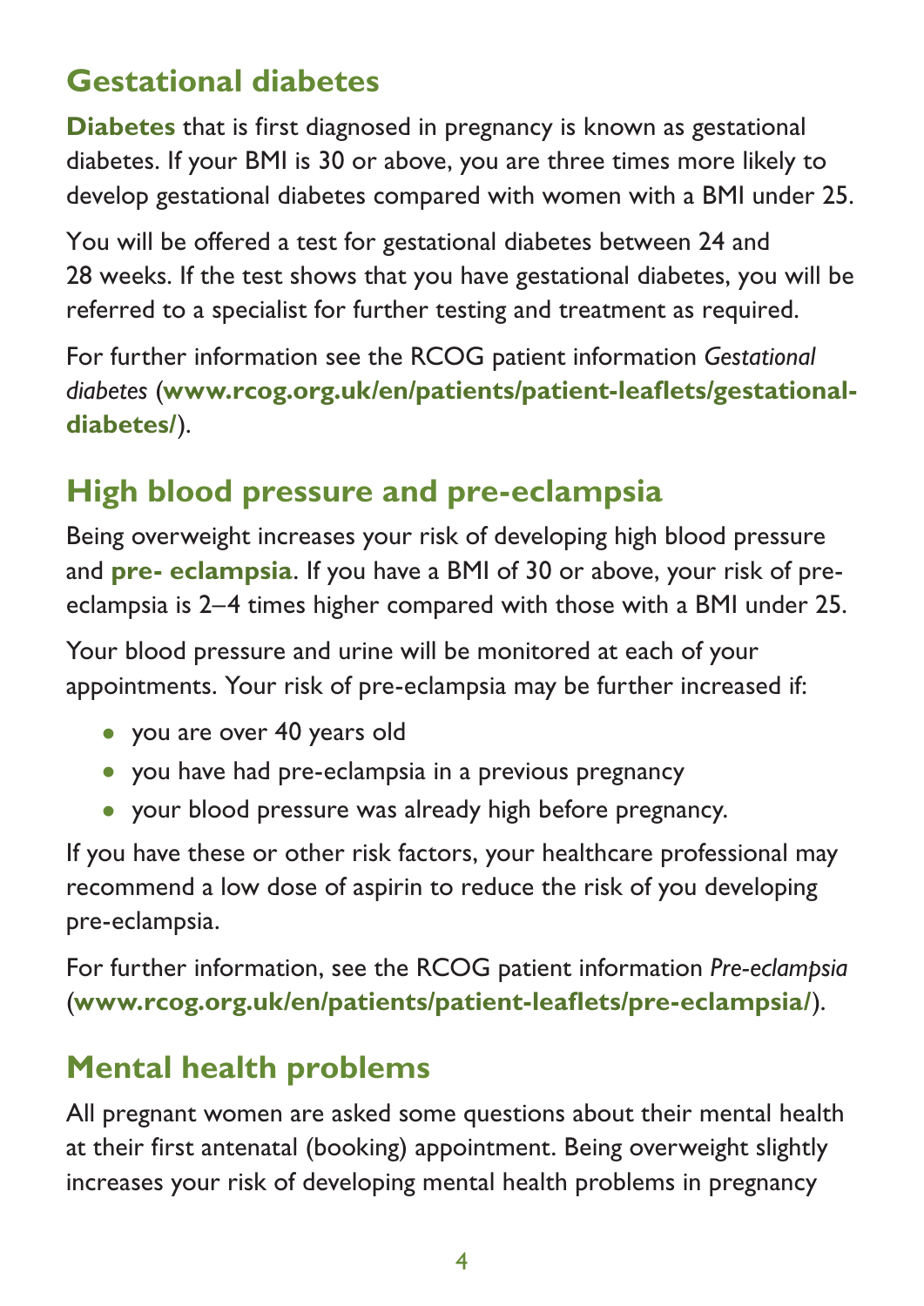## Gestational diabetes

**Diabetes** that is first diagnosed in pregnancy is known as gestational diabetes. If your BMI is 30 or above, you are three times more likely to develop gestational diabetes compared with women with a BMI under 25.

You will be offered a test for gestational diabetes between 24 and 28 weeks. If the test shows that you have gestational diabetes, you will be referred to a specialist for further testing and treatment as required.

For further information see the RCOG patient information *Gestational diabetes* (**www.rcog.org.uk/en/patients/patient-leaflets/gestational-diabetes/**).

## High blood pressure and pre-eclampsia

Being overweight increases your risk of developing high blood pressure and **pre- eclampsia**. If you have a BMI of 30 or above, your risk of pre-eclampsia is 2–4 times higher compared with those with a BMI under 25.

Your blood pressure and urine will be monitored at each of your appointments. Your risk of pre-eclampsia may be further increased if:

- you are over 40 years old
- you have had pre-eclampsia in a previous pregnancy
- your blood pressure was already high before pregnancy.

If you have these or other risk factors, your healthcare professional may recommend a low dose of aspirin to reduce the risk of you developing pre-eclampsia.

For further information, see the RCOG patient information *Pre-eclampsia* (**www.rcog.org.uk/en/patients/patient-leaflets/pre-eclampsia/**).

## Mental health problems

All pregnant women are asked some questions about their mental health at their first antenatal (booking) appointment. Being overweight slightly increases your risk of developing mental health problems in pregnancy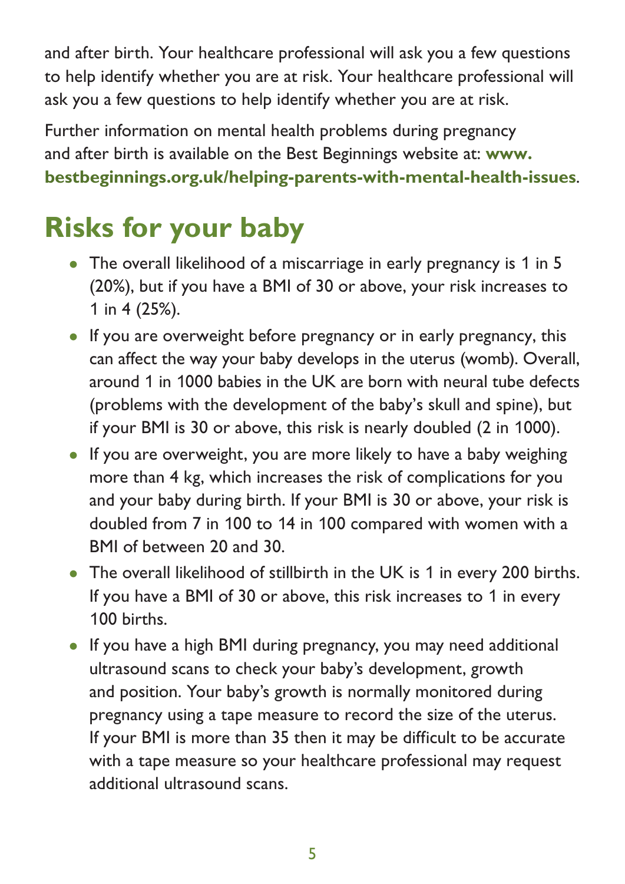and after birth. Your healthcare professional will ask you a few questions to help identify whether you are at risk. Your healthcare professional will ask you a few questions to help identify whether you are at risk.

Further information on mental health problems during pregnancy and after birth is available on the Best Beginnings website at: **www.bestbeginnings.org.uk/helping-parents-with-mental-health-issues**.

## Risks for your baby

- The overall likelihood of a miscarriage in early pregnancy is 1 in 5 (20%), but if you have a BMI of 30 or above, your risk increases to 1 in 4 (25%).
- If you are overweight before pregnancy or in early pregnancy, this can affect the way your baby develops in the uterus (womb). Overall, around 1 in 1000 babies in the UK are born with neural tube defects (problems with the development of the baby's skull and spine), but if your BMI is 30 or above, this risk is nearly doubled (2 in 1000).
- If you are overweight, you are more likely to have a baby weighing more than 4 kg, which increases the risk of complications for you and your baby during birth. If your BMI is 30 or above, your risk is doubled from 7 in 100 to 14 in 100 compared with women with a BMI of between 20 and 30.
- The overall likelihood of stillbirth in the UK is 1 in every 200 births. If you have a BMI of 30 or above, this risk increases to 1 in every 100 births.
- If you have a high BMI during pregnancy, you may need additional ultrasound scans to check your baby's development, growth and position. Your baby's growth is normally monitored during pregnancy using a tape measure to record the size of the uterus. If your BMI is more than 35 then it may be difficult to be accurate with a tape measure so your healthcare professional may request additional ultrasound scans.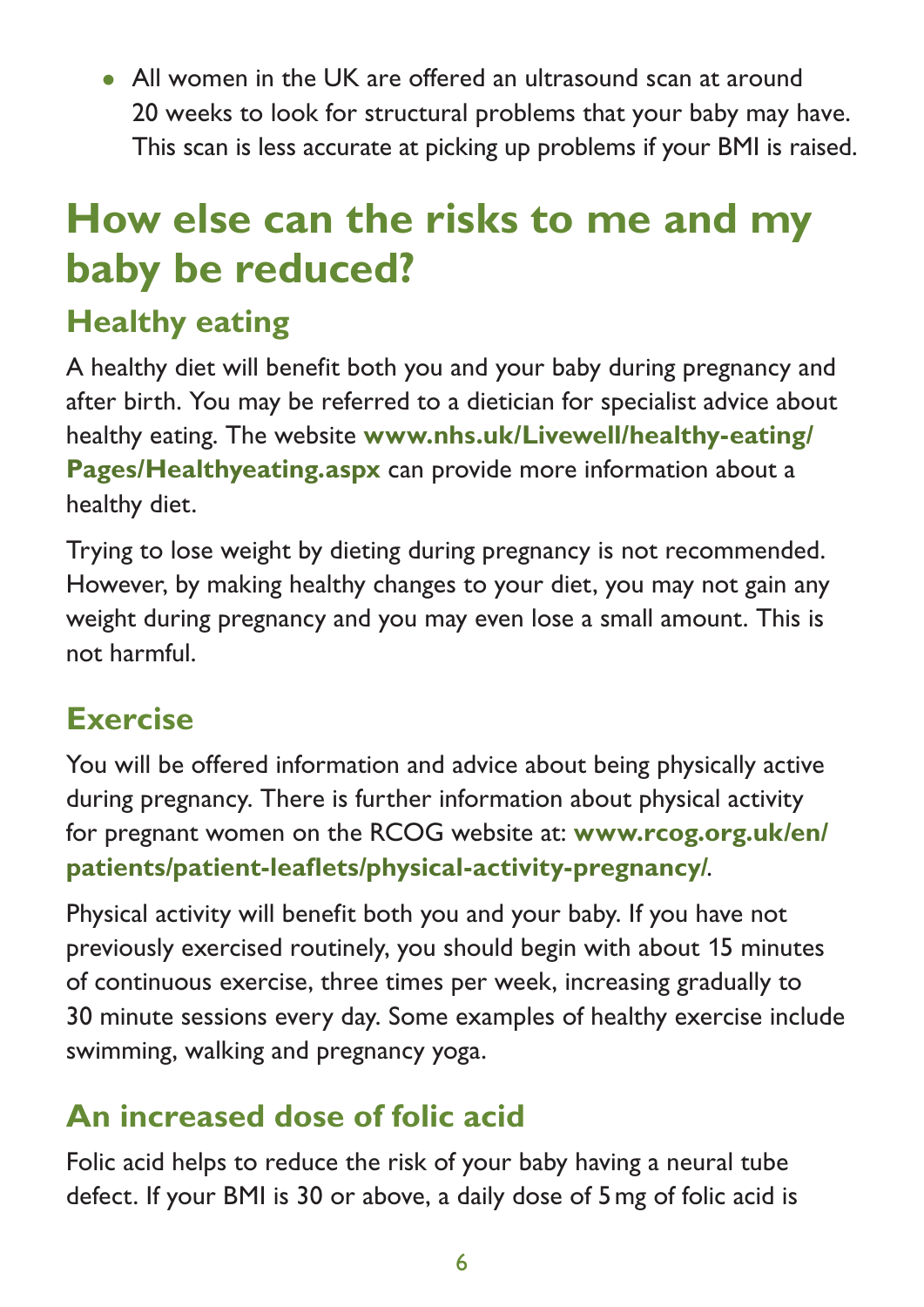- All women in the UK are offered an ultrasound scan at around 20 weeks to look for structural problems that your baby may have. This scan is less accurate at picking up problems if your BMI is raised.

# How else can the risks to me and my baby be reduced?

## Healthy eating

A healthy diet will benefit both you and your baby during pregnancy and after birth. You may be referred to a dietician for specialist advice about healthy eating. The website **www.nhs.uk/Livewell/healthy-eating/Pages/Healthyeating.aspx** can provide more information about a healthy diet.

Trying to lose weight by dieting during pregnancy is not recommended. However, by making healthy changes to your diet, you may not gain any weight during pregnancy and you may even lose a small amount. This is not harmful.

## Exercise

You will be offered information and advice about being physically active during pregnancy. There is further information about physical activity for pregnant women on the RCOG website at: **www.rcog.org.uk/en/patients/patient-leaflets/physical-activity-pregnancy/**.

Physical activity will benefit both you and your baby. If you have not previously exercised routinely, you should begin with about 15 minutes of continuous exercise, three times per week, increasing gradually to 30 minute sessions every day. Some examples of healthy exercise include swimming, walking and pregnancy yoga.

## An increased dose of folic acid

Folic acid helps to reduce the risk of your baby having a neural tube defect. If your BMI is 30 or above, a daily dose of 5 mg of folic acid is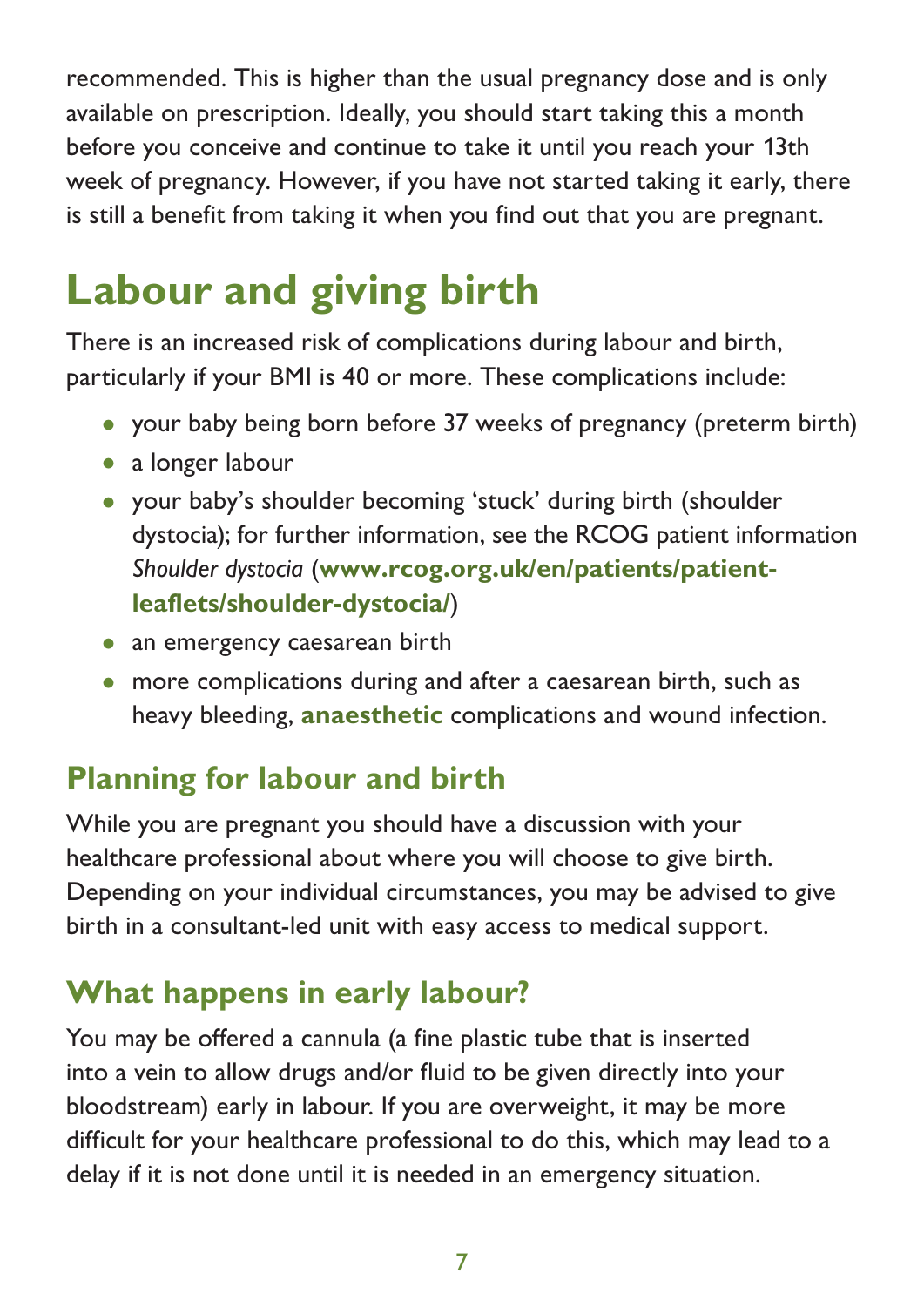recommended. This is higher than the usual pregnancy dose and is only available on prescription. Ideally, you should start taking this a month before you conceive and continue to take it until you reach your 13th week of pregnancy. However, if you have not started taking it early, there is still a benefit from taking it when you find out that you are pregnant.

# Labour and giving birth

There is an increased risk of complications during labour and birth, particularly if your BMI is 40 or more. These complications include:

- your baby being born before 37 weeks of pregnancy (preterm birth)
- a longer labour
- your baby's shoulder becoming 'stuck' during birth (shoulder dystocia); for further information, see the RCOG patient information *Shoulder dystocia* (**www.rcog.org.uk/en/patients/patient-leaflets/shoulder-dystocia/**)
- an emergency caesarean birth
- more complications during and after a caesarean birth, such as heavy bleeding, **anaesthetic** complications and wound infection.

## Planning for labour and birth

While you are pregnant you should have a discussion with your healthcare professional about where you will choose to give birth. Depending on your individual circumstances, you may be advised to give birth in a consultant-led unit with easy access to medical support.

## What happens in early labour?

You may be offered a cannula (a fine plastic tube that is inserted into a vein to allow drugs and/or fluid to be given directly into your bloodstream) early in labour. If you are overweight, it may be more difficult for your healthcare professional to do this, which may lead to a delay if it is not done until it is needed in an emergency situation.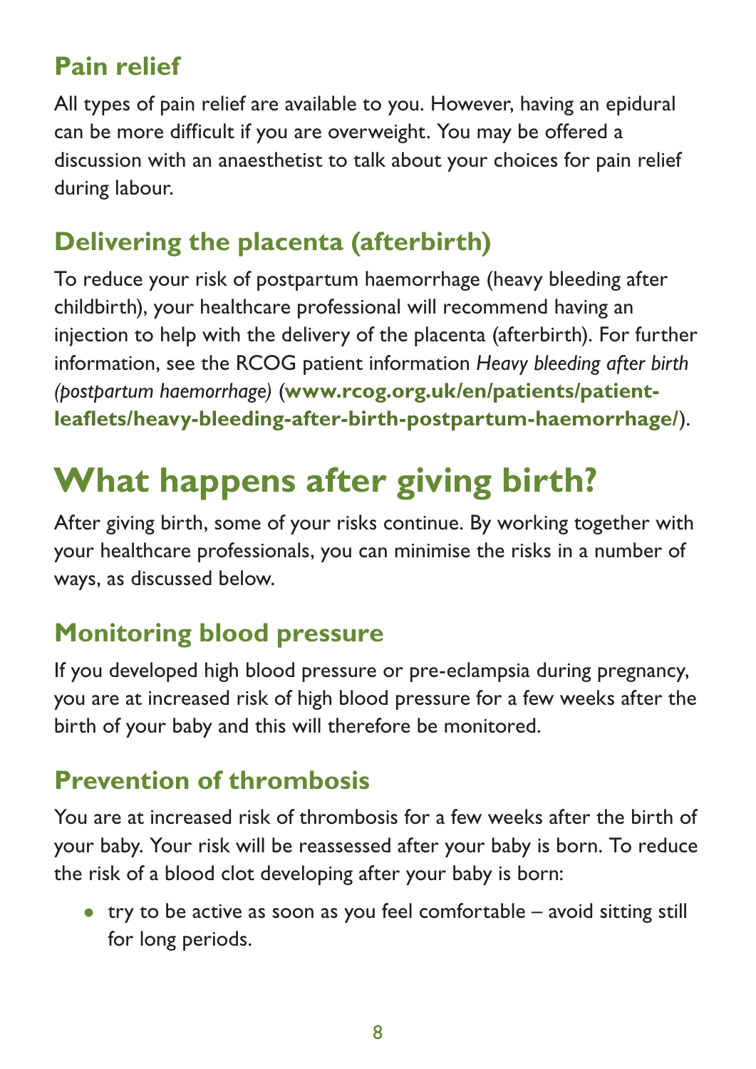## Pain relief

All types of pain relief are available to you. However, having an epidural can be more difficult if you are overweight. You may be offered a discussion with an anaesthetist to talk about your choices for pain relief during labour.

## Delivering the placenta (afterbirth)

To reduce your risk of postpartum haemorrhage (heavy bleeding after childbirth), your healthcare professional will recommend having an injection to help with the delivery of the placenta (afterbirth). For further information, see the RCOG patient information *Heavy bleeding after birth (postpartum haemorrhage)* (**www.rcog.org.uk/en/patients/patient-leaflets/heavy-bleeding-after-birth-postpartum-haemorrhage/**).

# What happens after giving birth?

After giving birth, some of your risks continue. By working together with your healthcare professionals, you can minimise the risks in a number of ways, as discussed below.

## Monitoring blood pressure

If you developed high blood pressure or pre-eclampsia during pregnancy, you are at increased risk of high blood pressure for a few weeks after the birth of your baby and this will therefore be monitored.

## Prevention of thrombosis

You are at increased risk of thrombosis for a few weeks after the birth of your baby. Your risk will be reassessed after your baby is born. To reduce the risk of a blood clot developing after your baby is born:

- try to be active as soon as you feel comfortable – avoid sitting still for long periods.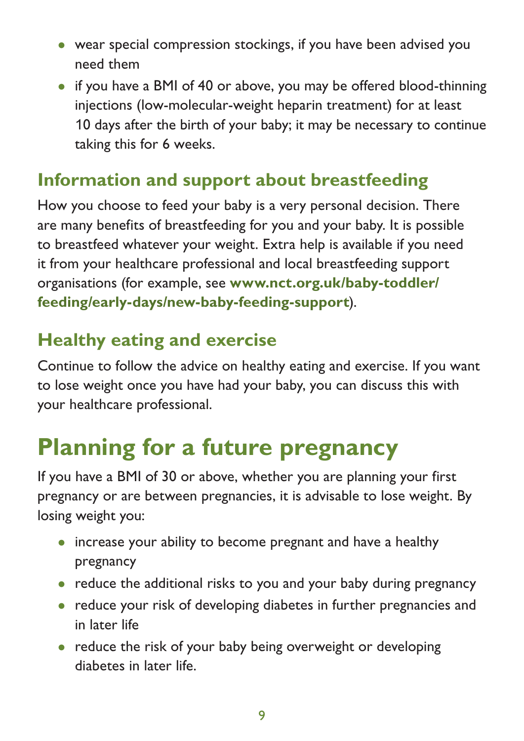- wear special compression stockings, if you have been advised you need them
- if you have a BMI of 40 or above, you may be offered blood-thinning injections (low-molecular-weight heparin treatment) for at least 10 days after the birth of your baby; it may be necessary to continue taking this for 6 weeks.

## Information and support about breastfeeding

How you choose to feed your baby is a very personal decision. There are many benefits of breastfeeding for you and your baby. It is possible to breastfeed whatever your weight. Extra help is available if you need it from your healthcare professional and local breastfeeding support organisations (for example, see **www.nct.org.uk/baby-toddler/feeding/early-days/new-baby-feeding-support**).

## Healthy eating and exercise

Continue to follow the advice on healthy eating and exercise. If you want to lose weight once you have had your baby, you can discuss this with your healthcare professional.

# Planning for a future pregnancy

If you have a BMI of 30 or above, whether you are planning your first pregnancy or are between pregnancies, it is advisable to lose weight. By losing weight you:

- increase your ability to become pregnant and have a healthy pregnancy
- reduce the additional risks to you and your baby during pregnancy
- reduce your risk of developing diabetes in further pregnancies and in later life
- reduce the risk of your baby being overweight or developing diabetes in later life.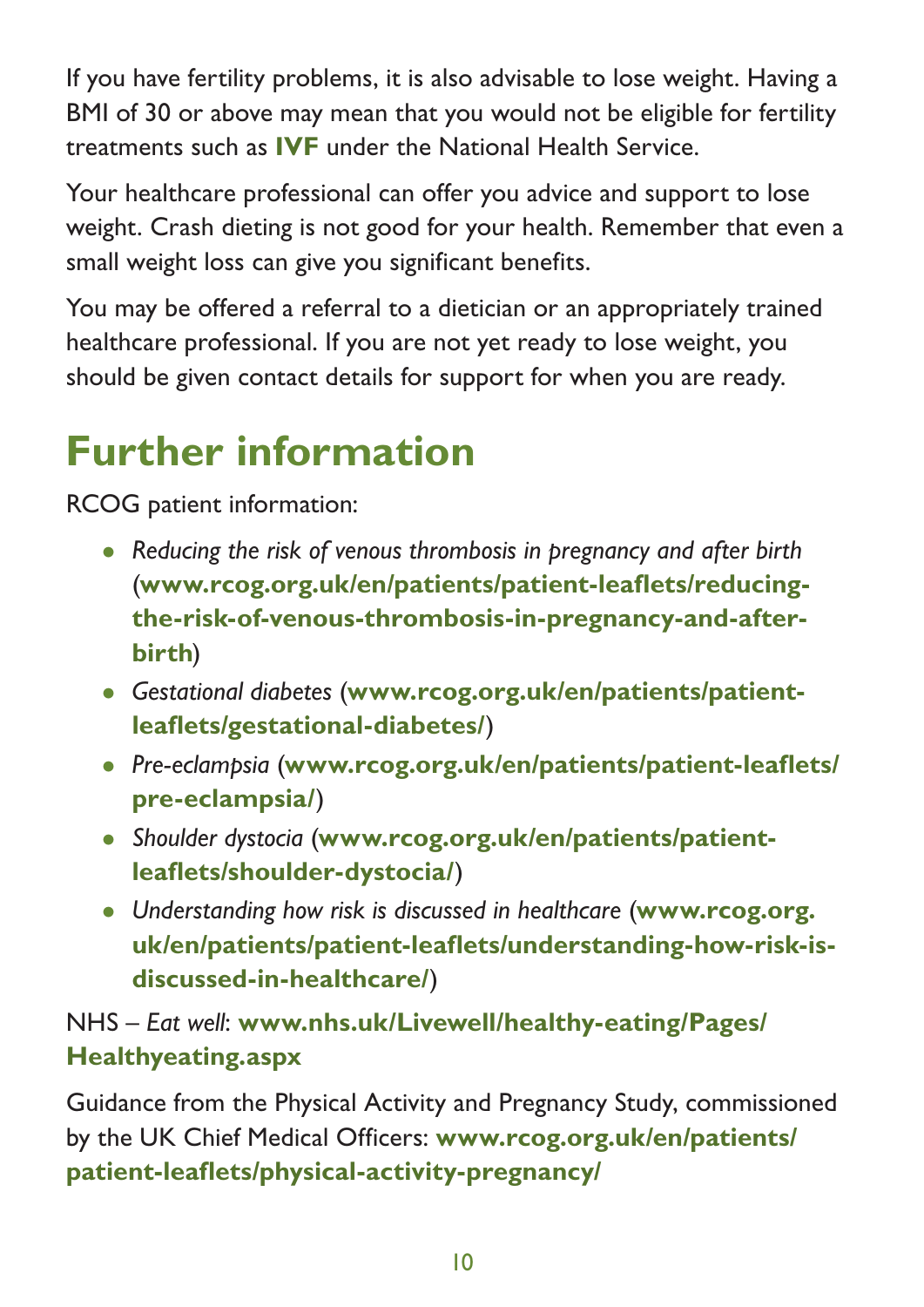If you have fertility problems, it is also advisable to lose weight. Having a BMI of 30 or above may mean that you would not be eligible for fertility treatments such as **IVF** under the National Health Service.

Your healthcare professional can offer you advice and support to lose weight. Crash dieting is not good for your health. Remember that even a small weight loss can give you significant benefits.

You may be offered a referral to a dietician or an appropriately trained healthcare professional. If you are not yet ready to lose weight, you should be given contact details for support for when you are ready.

# Further information

RCOG patient information:

- *Reducing the risk of venous thrombosis in pregnancy and after birth* (**www.rcog.org.uk/en/patients/patient-leaflets/reducing-the-risk-of-venous-thrombosis-in-pregnancy-and-after-birth**)
- *Gestational diabetes* (**www.rcog.org.uk/en/patients/patient-leaflets/gestational-diabetes/**)
- *Pre-eclampsia* (**www.rcog.org.uk/en/patients/patient-leaflets/pre-eclampsia/**)
- *Shoulder dystocia* (**www.rcog.org.uk/en/patients/patient-leaflets/shoulder-dystocia/**)
- *Understanding how risk is discussed in healthcare* (**www.rcog.org.uk/en/patients/patient-leaflets/understanding-how-risk-is-discussed-in-healthcare/**)

NHS – *Eat well*: **www.nhs.uk/Livewell/healthy-eating/Pages/Healthyeating.aspx**

Guidance from the Physical Activity and Pregnancy Study, commissioned by the UK Chief Medical Officers: **www.rcog.org.uk/en/patients/patient-leaflets/physical-activity-pregnancy/**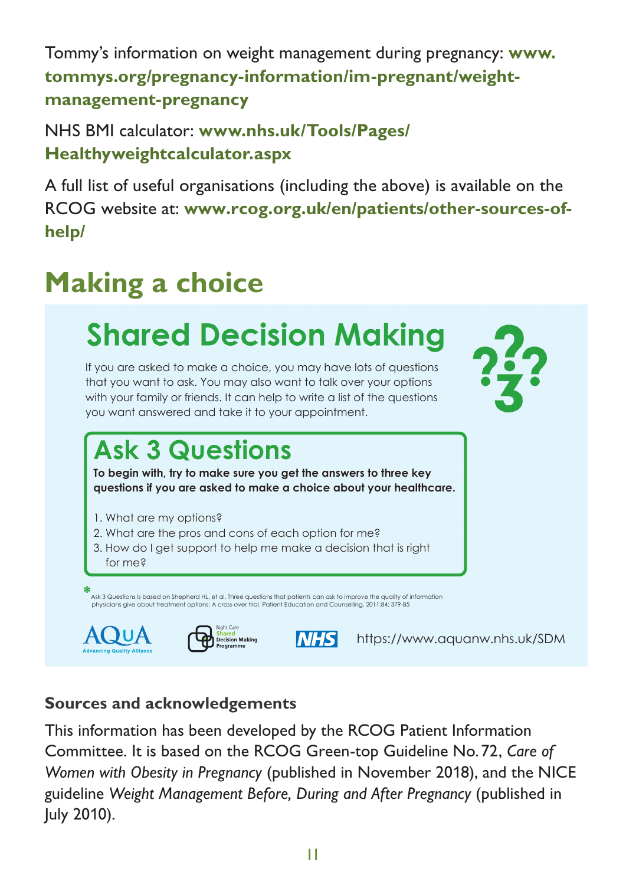Tommy's information on weight management during pregnancy: **www.tommys.org/pregnancy-information/im-pregnant/weight-management-pregnancy**

NHS BMI calculator: **www.nhs.uk/Tools/Pages/Healthyweightcalculator.aspx**

A full list of useful organisations (including the above) is available on the RCOG website at: **www.rcog.org.uk/en/patients/other-sources-of-help/**

## Making a choice

### Shared Decision Making

If you are asked to make a choice, you may have lots of questions that you want to ask. You may also want to talk over your options with your family or friends. It can help to write a list of the questions you want answered and take it to your appointment.

#### Ask 3 Questions

**To begin with, try to make sure you get the answers to three key questions if you are asked to make a choice about your healthcare.**

1. What are my options?
2. What are the pros and cons of each option for me?
3. How do I get support to help me make a decision that is right for me?

* Ask 3 Questions is based on Shepherd HL, et al. Three questions that patients can ask to improve the quality of information physicians give about treatment options: A cross-over trial. Patient Education and Counselling, 2011;84: 379-85

AQuA Advancing Quality Alliance | Right Care Shared Decision Making Programme | NHS | https://www.aquanw.nhs.uk/SDM

### Sources and acknowledgements

This information has been developed by the RCOG Patient Information Committee. It is based on the RCOG Green-top Guideline No. 72, *Care of Women with Obesity in Pregnancy* (published in November 2018), and the NICE guideline *Weight Management Before, During and After Pregnancy* (published in July 2010).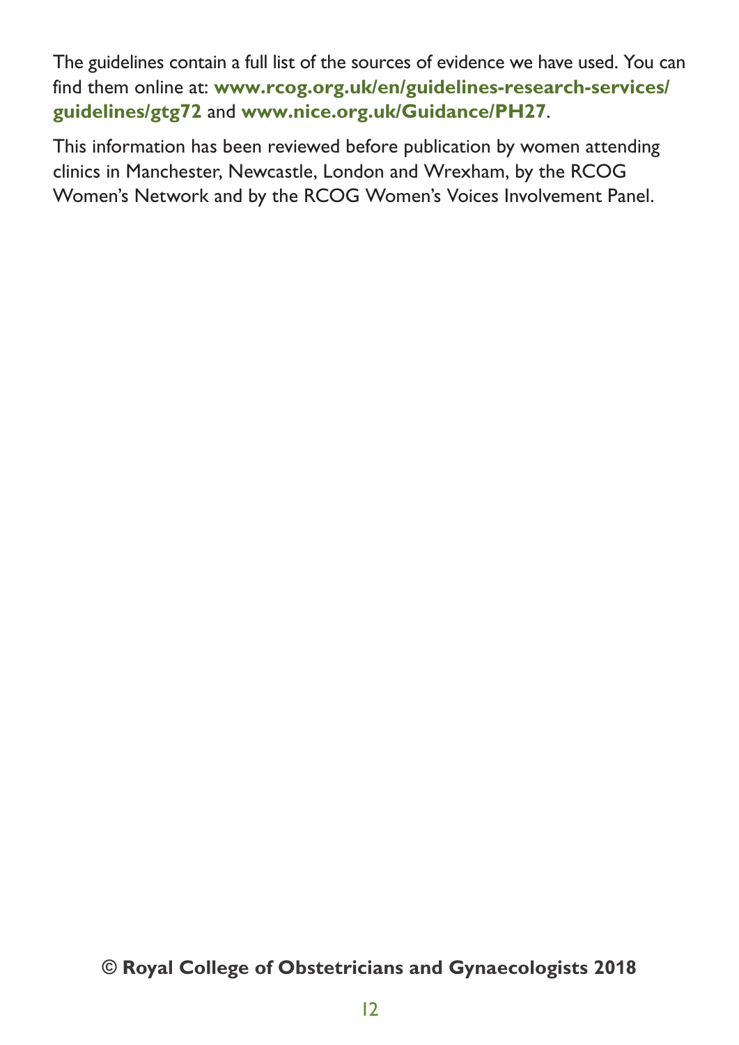The guidelines contain a full list of the sources of evidence we have used. You can find them online at: **www.rcog.org.uk/en/guidelines-research-services/guidelines/gtg72** and **www.nice.org.uk/Guidance/PH27**.

This information has been reviewed before publication by women attending clinics in Manchester, Newcastle, London and Wrexham, by the RCOG Women's Network and by the RCOG Women's Voices Involvement Panel.

**© Royal College of Obstetricians and Gynaecologists 2018**